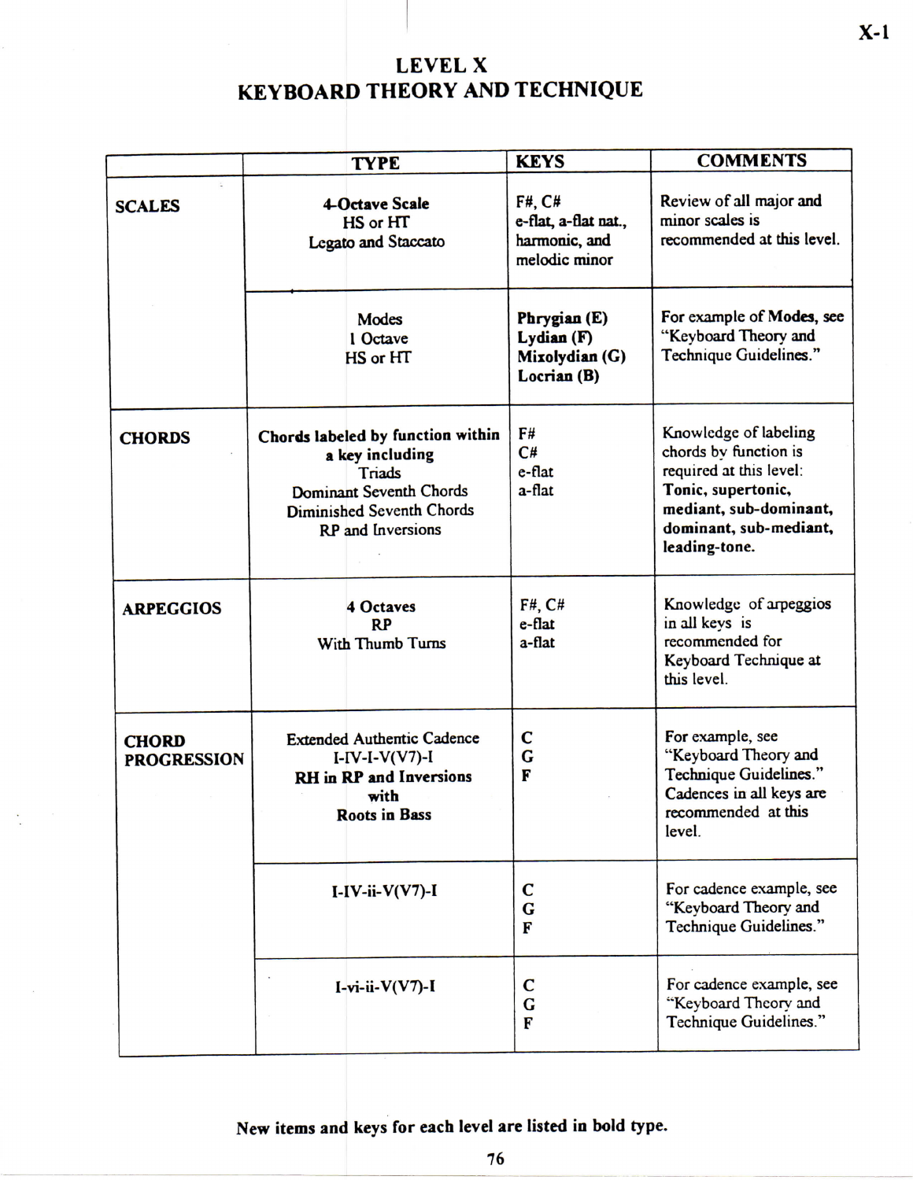# LEVEL X
# KEYBOARD THEORY AND TECHNIQUE

| | TYPE | KEYS | COMMENTS |
|---|---|---|---|
| **SCALES** | **4-Octave Scale** HS or HT Legato and Staccato | F#, C# e-flat, a-flat nat., harmonic, and melodic minor | Review of all major and minor scales is recommended at this level. |
| | Modes 1 Octave HS or HT | **Phrygian (E)** **Lydian (F)** **Mixolydian (G)** **Locrian (B)** | For example of **Modes**, see "Keyboard Theory and Technique Guidelines." |
| **CHORDS** | **Chords labeled by function within a key including** Triads Dominant Seventh Chords Diminished Seventh Chords RP and Inversions | F# C# e-flat a-flat | Knowledge of labeling chords by function is required at this level: **Tonic, supertonic, mediant, sub-dominant, dominant, sub-mediant, leading-tone.** |
| **ARPEGGIOS** | **4 Octaves** **RP** With Thumb Turns | F#, C# e-flat a-flat | Knowledge of arpeggios in all keys is recommended for Keyboard Technique at this level. |
| **CHORD PROGRESSION** | Extended Authentic Cadence I-IV-I-V(V7)-I **RH in RP and Inversions with Roots in Bass** | **C** **G** **F** | For example, see "Keyboard Theory and Technique Guidelines." Cadences in all keys are recommended at this level. |
| | I-IV-ii-V(V7)-I | C G F | For cadence example, see "Keyboard Theory and Technique Guidelines." |
| | I-vi-ii-V(V7)-I | C G F | For cadence example, see "Keyboard Theory and Technique Guidelines." |

**New items and keys for each level are listed in bold type.**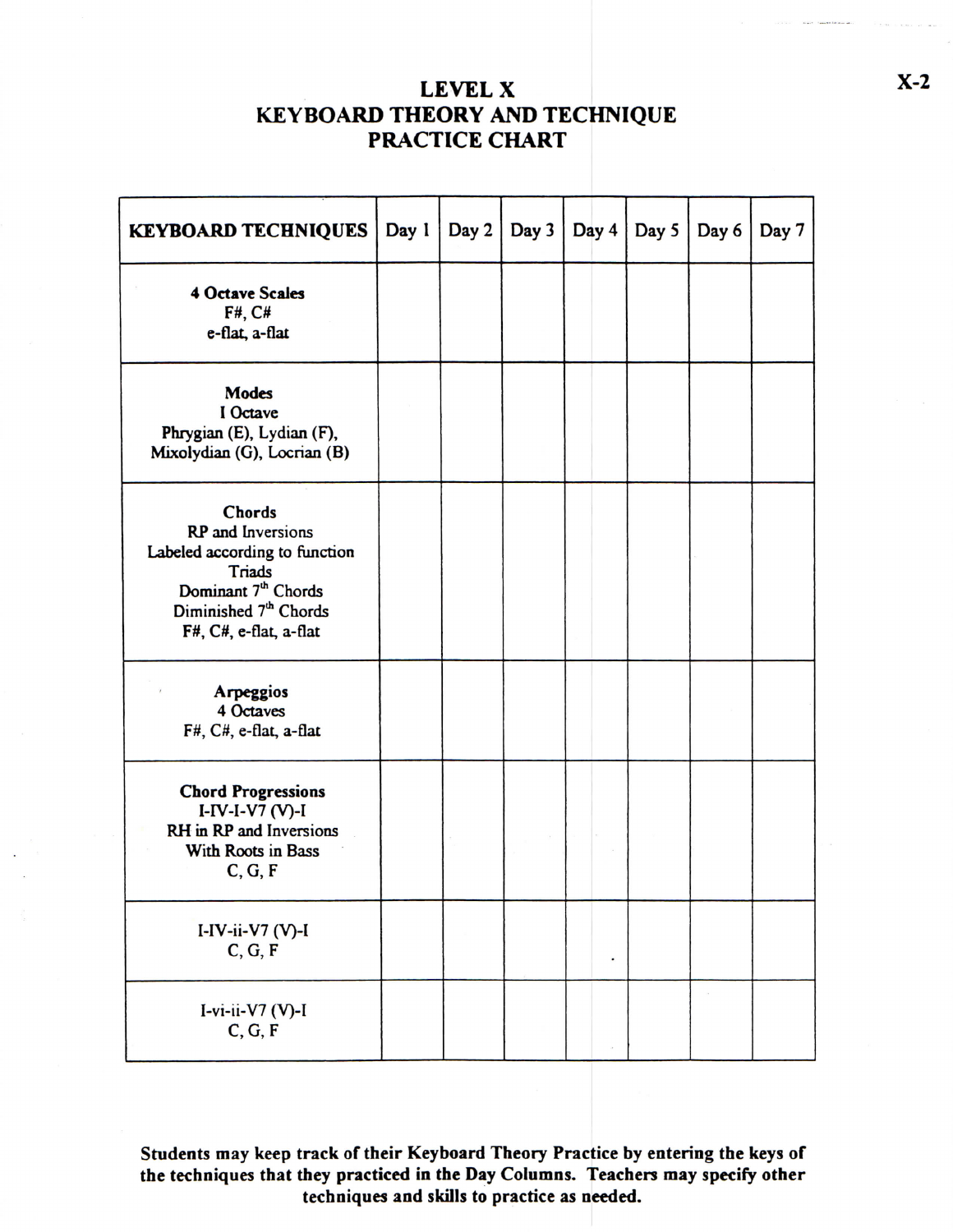# LEVEL X
# KEYBOARD THEORY AND TECHNIQUE
# PRACTICE CHART

| KEYBOARD TECHNIQUES | Day 1 | Day 2 | Day 3 | Day 4 | Day 5 | Day 6 | Day 7 |
|---|---|---|---|---|---|---|---|
| **4 Octave Scales**<br>F#, C#<br>e-flat, a-flat | | | | | | | |
| **Modes**<br>I Octave<br>Phrygian (E), Lydian (F),<br>Mixolydian (G), Locrian (B) | | | | | | | |
| **Chords**<br>RP and Inversions<br>Labeled according to function<br>Triads<br>Dominant 7th Chords<br>Diminished 7th Chords<br>F#, C#, e-flat, a-flat | | | | | | | |
| **Arpeggios**<br>4 Octaves<br>F#, C#, e-flat, a-flat | | | | | | | |
| **Chord Progressions**<br>I-IV-I-V7 (V)-I<br>RH in RP and Inversions<br>With Roots in Bass<br>C, G, F | | | | | | | |
| I-IV-ii-V7 (V)-I<br>C, G, F | | | | | | | |
| I-vi-ii-V7 (V)-I<br>C, G, F | | | | | | | |

**Students may keep track of their Keyboard Theory Practice by entering the keys of the techniques that they practiced in the Day Columns. Teachers may specify other techniques and skills to practice as needed.**